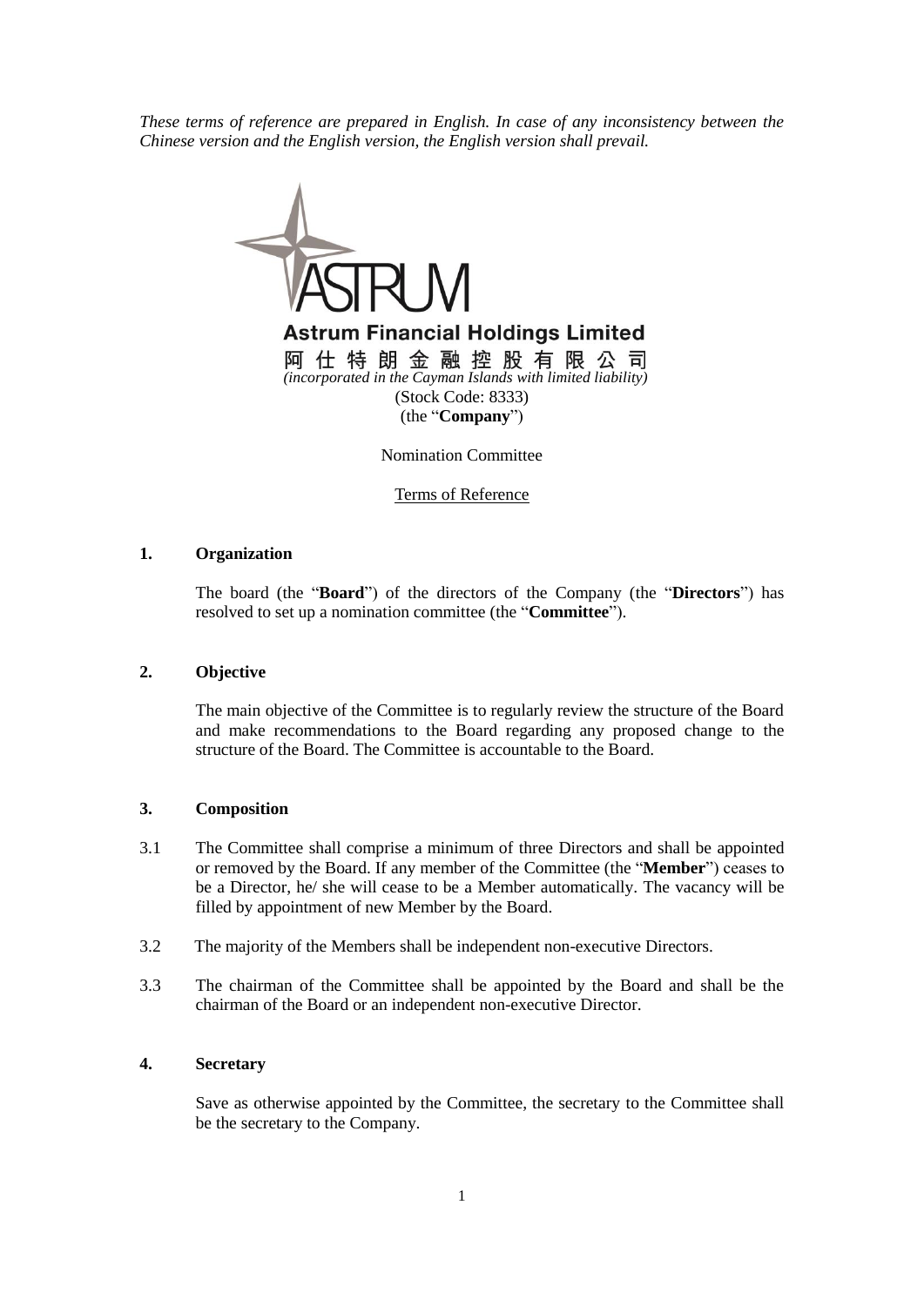*These terms of reference are prepared in English. In case of any inconsistency between the Chinese version and the English version, the English version shall prevail.*

**Astrum Financial Holdings Limited**

**阿仕特朗金融控股有限公司**

*(incorporated in the Cayman Islands with limited liability)*

(Stock Code: 8333)

(the "**Company**")

Nomination Committee

Terms of Reference

## 1. Organization

The board (the "**Board**") of the directors of the Company (the "**Directors**") has resolved to set up a nomination committee (the "**Committee**").

## 2. Objective

The main objective of the Committee is to regularly review the structure of the Board and make recommendations to the Board regarding any proposed change to the structure of the Board. The Committee is accountable to the Board.

## 3. Composition

3.1 The Committee shall comprise a minimum of three Directors and shall be appointed or removed by the Board. If any member of the Committee (the "**Member**") ceases to be a Director, he/ she will cease to be a Member automatically. The vacancy will be filled by appointment of new Member by the Board.

3.2 The majority of the Members shall be independent non-executive Directors.

3.3 The chairman of the Committee shall be appointed by the Board and shall be the chairman of the Board or an independent non-executive Director.

## 4. Secretary

Save as otherwise appointed by the Committee, the secretary to the Committee shall be the secretary to the Company.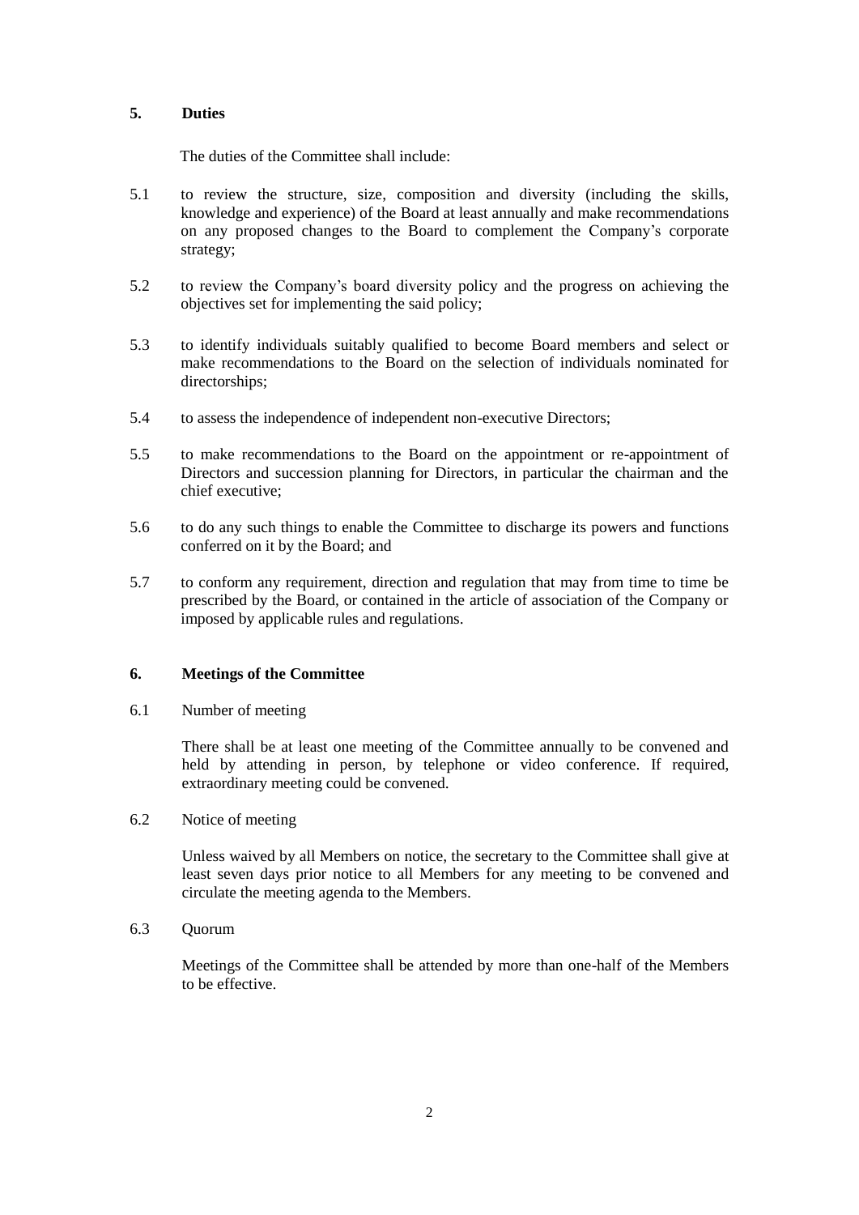## 5. Duties

The duties of the Committee shall include:

5.1 to review the structure, size, composition and diversity (including the skills, knowledge and experience) of the Board at least annually and make recommendations on any proposed changes to the Board to complement the Company's corporate strategy;

5.2 to review the Company's board diversity policy and the progress on achieving the objectives set for implementing the said policy;

5.3 to identify individuals suitably qualified to become Board members and select or make recommendations to the Board on the selection of individuals nominated for directorships;

5.4 to assess the independence of independent non-executive Directors;

5.5 to make recommendations to the Board on the appointment or re-appointment of Directors and succession planning for Directors, in particular the chairman and the chief executive;

5.6 to do any such things to enable the Committee to discharge its powers and functions conferred on it by the Board; and

5.7 to conform any requirement, direction and regulation that may from time to time be prescribed by the Board, or contained in the article of association of the Company or imposed by applicable rules and regulations.

## 6. Meetings of the Committee

6.1 Number of meeting

There shall be at least one meeting of the Committee annually to be convened and held by attending in person, by telephone or video conference. If required, extraordinary meeting could be convened.

6.2 Notice of meeting

Unless waived by all Members on notice, the secretary to the Committee shall give at least seven days prior notice to all Members for any meeting to be convened and circulate the meeting agenda to the Members.

6.3 Quorum

Meetings of the Committee shall be attended by more than one-half of the Members to be effective.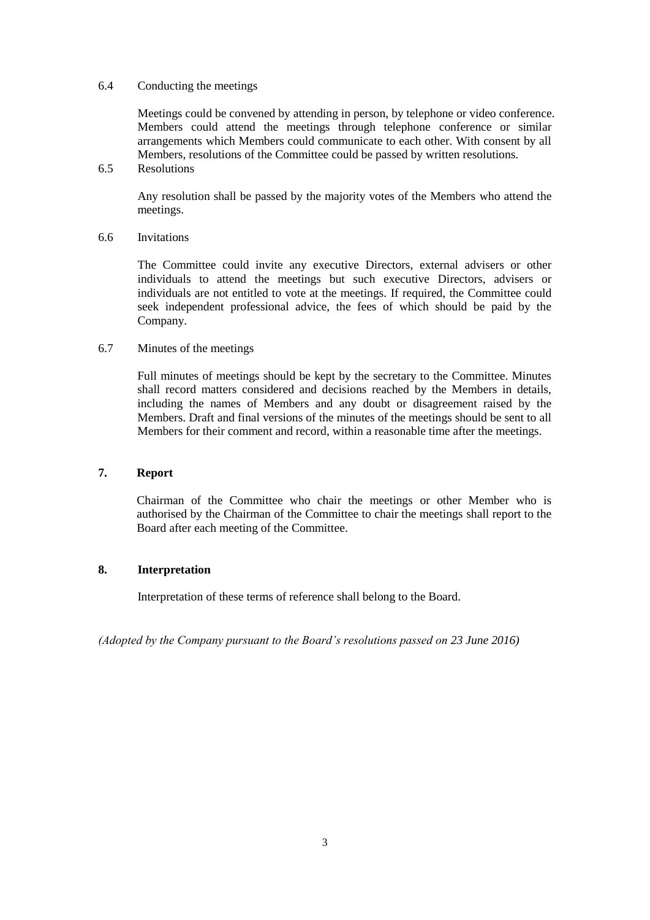6.4 Conducting the meetings

Meetings could be convened by attending in person, by telephone or video conference. Members could attend the meetings through telephone conference or similar arrangements which Members could communicate to each other. With consent by all Members, resolutions of the Committee could be passed by written resolutions.

6.5 Resolutions

Any resolution shall be passed by the majority votes of the Members who attend the meetings.

6.6 Invitations

The Committee could invite any executive Directors, external advisers or other individuals to attend the meetings but such executive Directors, advisers or individuals are not entitled to vote at the meetings. If required, the Committee could seek independent professional advice, the fees of which should be paid by the Company.

6.7 Minutes of the meetings

Full minutes of meetings should be kept by the secretary to the Committee. Minutes shall record matters considered and decisions reached by the Members in details, including the names of Members and any doubt or disagreement raised by the Members. Draft and final versions of the minutes of the meetings should be sent to all Members for their comment and record, within a reasonable time after the meetings.

## 7. Report

Chairman of the Committee who chair the meetings or other Member who is authorised by the Chairman of the Committee to chair the meetings shall report to the Board after each meeting of the Committee.

## 8. Interpretation

Interpretation of these terms of reference shall belong to the Board.

*(Adopted by the Company pursuant to the Board's resolutions passed on 23 June 2016)*